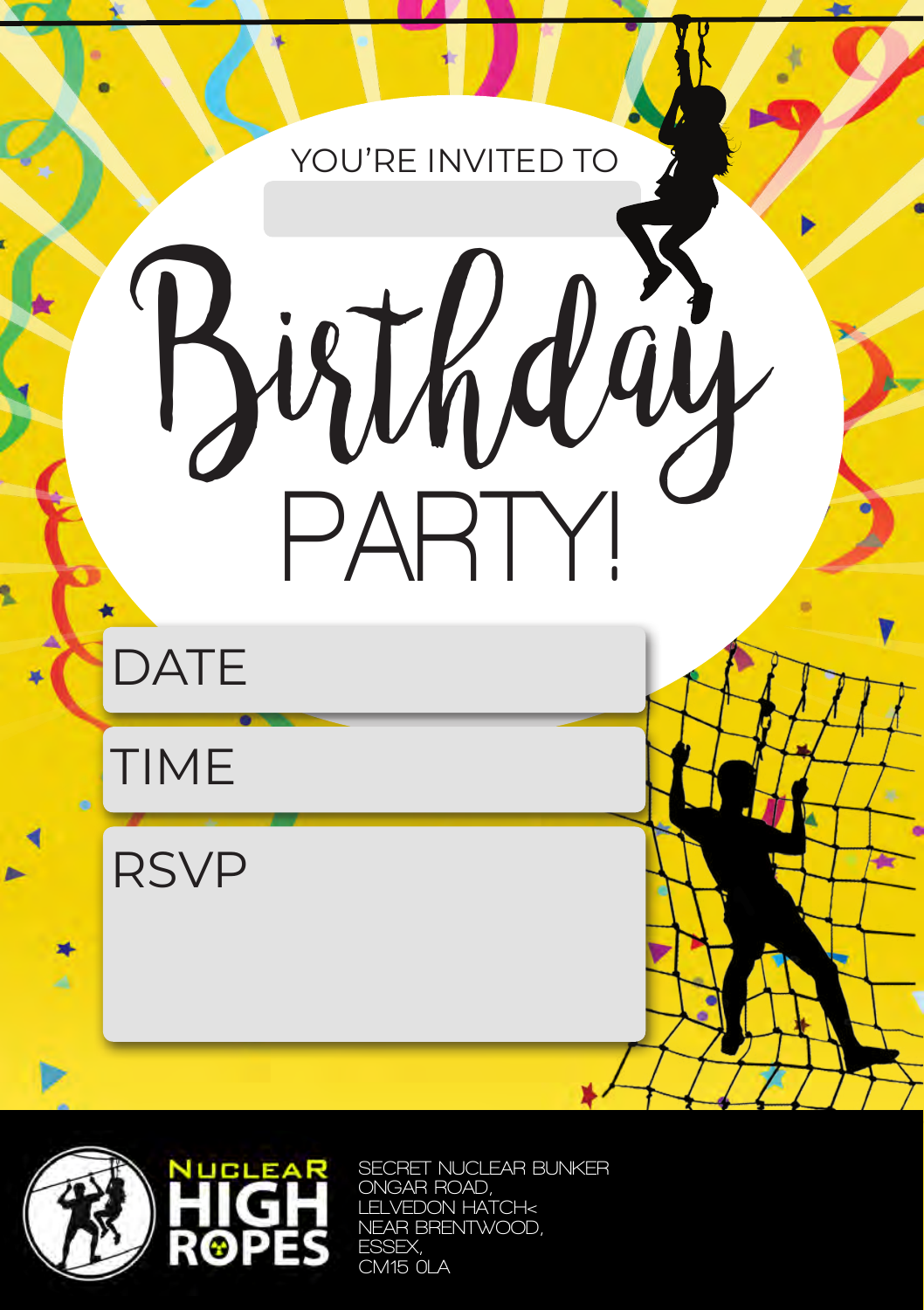YOU'RE INVITED TO

# Birthday PARTY!

DATE

TIME

RSVP

NUCLEAR HIGH ROPES

SECRET NUCLEAR BUNKER
ONGAR ROAD,
LELVEDON HATCH<
NEAR BRENTWOOD,
ESSEX,
CM15 0LA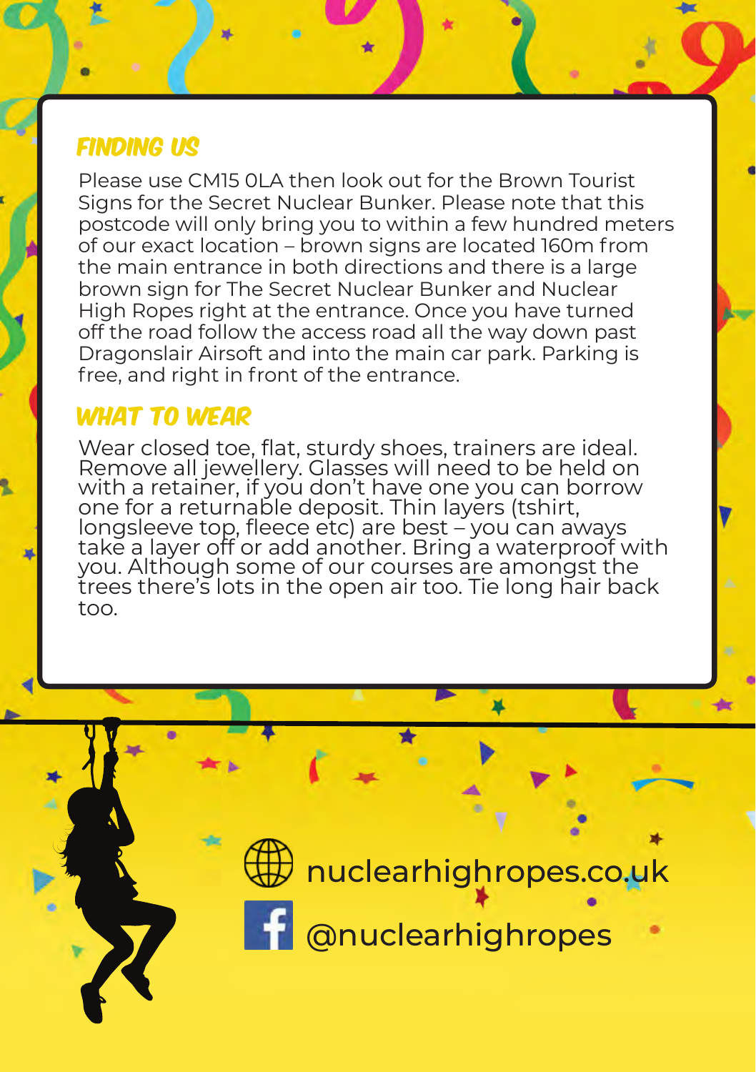## FINDING US

Please use CM15 0LA then look out for the Brown Tourist Signs for the Secret Nuclear Bunker. Please note that this postcode will only bring you to within a few hundred meters of our exact location – brown signs are located 160m from the main entrance in both directions and there is a large brown sign for The Secret Nuclear Bunker and Nuclear High Ropes right at the entrance. Once you have turned off the road follow the access road all the way down past Dragonslair Airsoft and into the main car park. Parking is free, and right in front of the entrance.

## WHAT TO WEAR

Wear closed toe, flat, sturdy shoes, trainers are ideal. Remove all jewellery. Glasses will need to be held on with a retainer, if you don't have one you can borrow one for a returnable deposit. Thin layers (tshirt, longsleeve top, fleece etc) are best – you can aways take a layer off or add another. Bring a waterproof with you. Although some of our courses are amongst the trees there's lots in the open air too. Tie long hair back too.

nuclearhighropes.co.uk

@nuclearhighropes